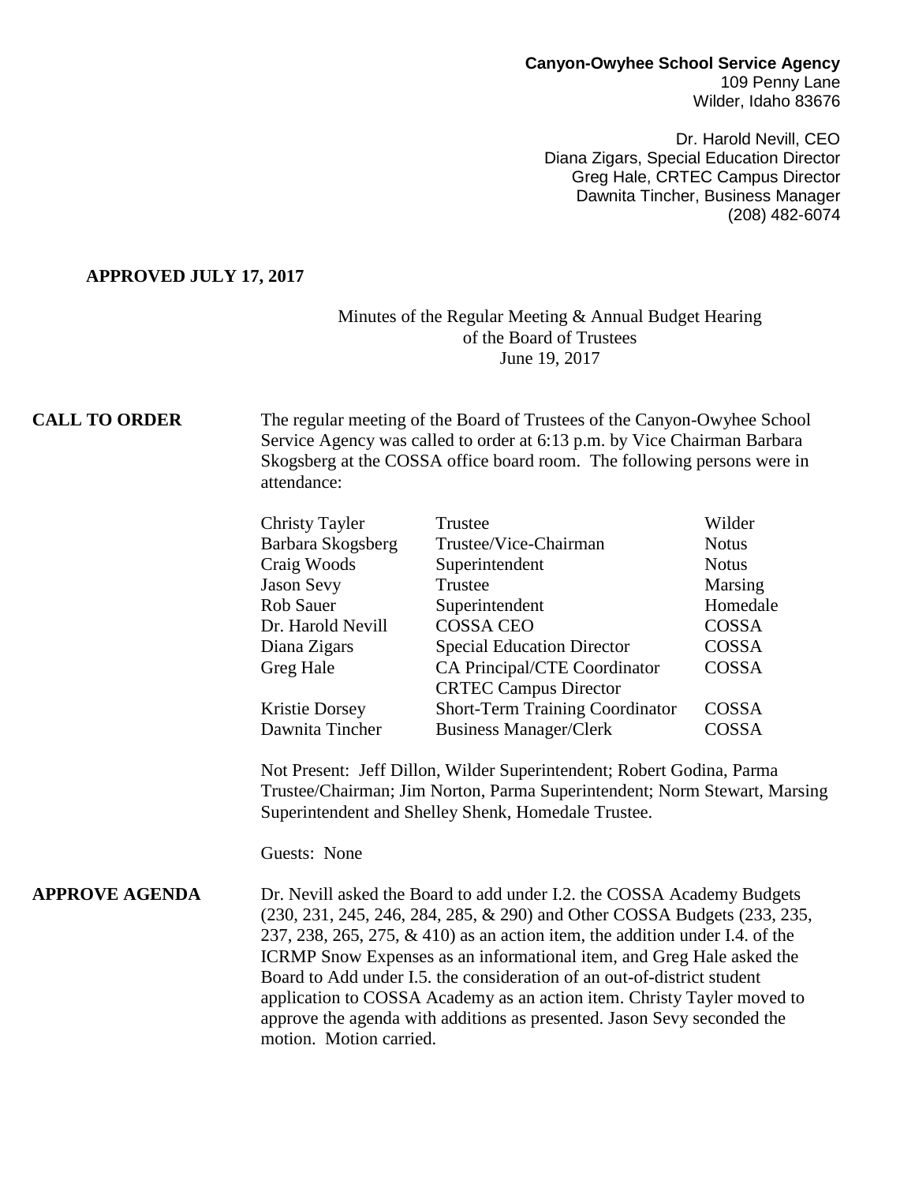**Canyon-Owyhee School Service Agency**
109 Penny Lane
Wilder, Idaho 83676

Dr. Harold Nevill, CEO
Diana Zigars, Special Education Director
Greg Hale, CRTEC Campus Director
Dawnita Tincher, Business Manager
(208) 482-6074

**APPROVED JULY 17, 2017**

Minutes of the Regular Meeting & Annual Budget Hearing
of the Board of Trustees
June 19, 2017

**CALL TO ORDER**

The regular meeting of the Board of Trustees of the Canyon-Owyhee School Service Agency was called to order at 6:13 p.m. by Vice Chairman Barbara Skogsberg at the COSSA office board room. The following persons were in attendance:

| | | |
|---|---|---|
| Christy Tayler | Trustee | Wilder |
| Barbara Skogsberg | Trustee/Vice-Chairman | Notus |
| Craig Woods | Superintendent | Notus |
| Jason Sevy | Trustee | Marsing |
| Rob Sauer | Superintendent | Homedale |
| Dr. Harold Nevill | COSSA CEO | COSSA |
| Diana Zigars | Special Education Director | COSSA |
| Greg Hale | CA Principal/CTE Coordinator<br>CRTEC Campus Director | COSSA |
| Kristie Dorsey | Short-Term Training Coordinator | COSSA |
| Dawnita Tincher | Business Manager/Clerk | COSSA |

Not Present: Jeff Dillon, Wilder Superintendent; Robert Godina, Parma Trustee/Chairman; Jim Norton, Parma Superintendent; Norm Stewart, Marsing Superintendent and Shelley Shenk, Homedale Trustee.

Guests: None

**APPROVE AGENDA**

Dr. Nevill asked the Board to add under I.2. the COSSA Academy Budgets (230, 231, 245, 246, 284, 285, & 290) and Other COSSA Budgets (233, 235, 237, 238, 265, 275, & 410) as an action item, the addition under I.4. of the ICRMP Snow Expenses as an informational item, and Greg Hale asked the Board to Add under I.5. the consideration of an out-of-district student application to COSSA Academy as an action item. Christy Tayler moved to approve the agenda with additions as presented. Jason Sevy seconded the motion. Motion carried.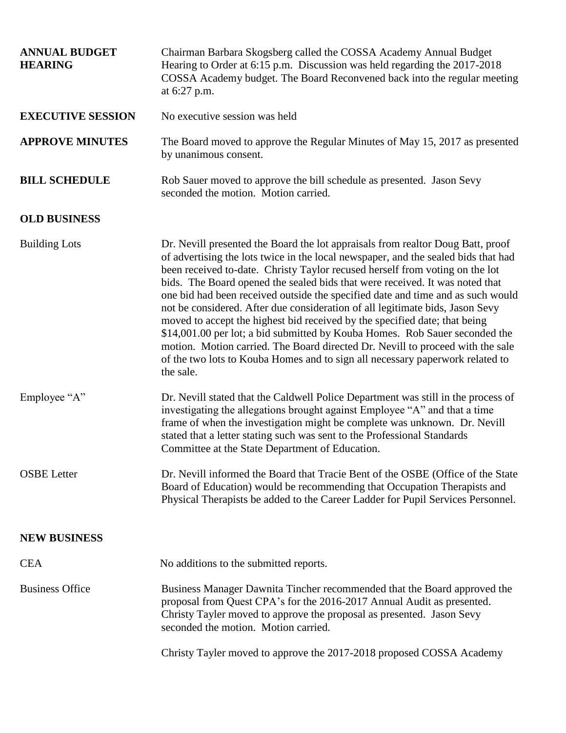**ANNUAL BUDGET HEARING** Chairman Barbara Skogsberg called the COSSA Academy Annual Budget Hearing to Order at 6:15 p.m. Discussion was held regarding the 2017-2018 COSSA Academy budget. The Board Reconvened back into the regular meeting at 6:27 p.m.

**EXECUTIVE SESSION** No executive session was held

**APPROVE MINUTES** The Board moved to approve the Regular Minutes of May 15, 2017 as presented by unanimous consent.

**BILL SCHEDULE** Rob Sauer moved to approve the bill schedule as presented. Jason Sevy seconded the motion. Motion carried.

**OLD BUSINESS**

Building Lots — Dr. Nevill presented the Board the lot appraisals from realtor Doug Batt, proof of advertising the lots twice in the local newspaper, and the sealed bids that had been received to-date. Christy Taylor recused herself from voting on the lot bids. The Board opened the sealed bids that were received. It was noted that one bid had been received outside the specified date and time and as such would not be considered. After due consideration of all legitimate bids, Jason Sevy moved to accept the highest bid received by the specified date; that being \$14,001.00 per lot; a bid submitted by Kouba Homes. Rob Sauer seconded the motion. Motion carried. The Board directed Dr. Nevill to proceed with the sale of the two lots to Kouba Homes and to sign all necessary paperwork related to the sale.

Employee "A" — Dr. Nevill stated that the Caldwell Police Department was still in the process of investigating the allegations brought against Employee "A" and that a time frame of when the investigation might be complete was unknown. Dr. Nevill stated that a letter stating such was sent to the Professional Standards Committee at the State Department of Education.

OSBE Letter — Dr. Nevill informed the Board that Tracie Bent of the OSBE (Office of the State Board of Education) would be recommending that Occupation Therapists and Physical Therapists be added to the Career Ladder for Pupil Services Personnel.

**NEW BUSINESS**

CEA — No additions to the submitted reports.

Business Office — Business Manager Dawnita Tincher recommended that the Board approved the proposal from Quest CPA's for the 2016-2017 Annual Audit as presented. Christy Tayler moved to approve the proposal as presented. Jason Sevy seconded the motion. Motion carried.

Christy Tayler moved to approve the 2017-2018 proposed COSSA Academy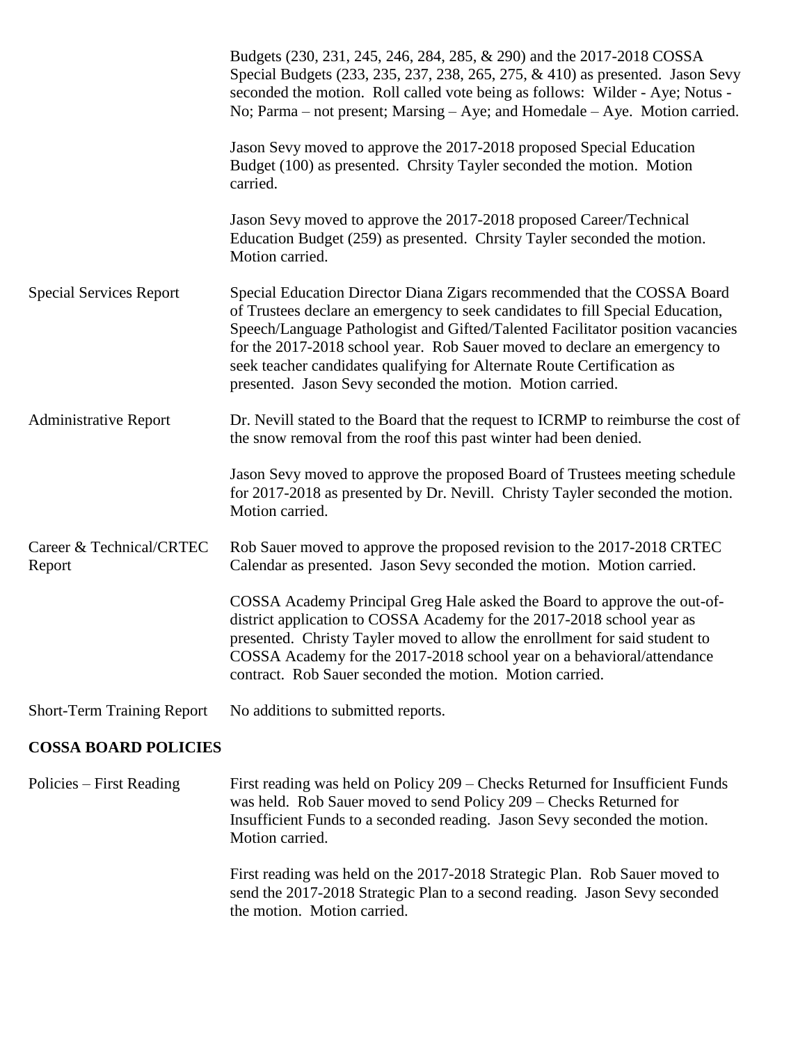Budgets (230, 231, 245, 246, 284, 285, & 290) and the 2017-2018 COSSA Special Budgets (233, 235, 237, 238, 265, 275, & 410) as presented. Jason Sevy seconded the motion. Roll called vote being as follows: Wilder - Aye; Notus - No; Parma – not present; Marsing – Aye; and Homedale – Aye. Motion carried.

Jason Sevy moved to approve the 2017-2018 proposed Special Education Budget (100) as presented. Chrsity Tayler seconded the motion. Motion carried.

Jason Sevy moved to approve the 2017-2018 proposed Career/Technical Education Budget (259) as presented. Chrsity Tayler seconded the motion. Motion carried.

Special Services Report

Special Education Director Diana Zigars recommended that the COSSA Board of Trustees declare an emergency to seek candidates to fill Special Education, Speech/Language Pathologist and Gifted/Talented Facilitator position vacancies for the 2017-2018 school year. Rob Sauer moved to declare an emergency to seek teacher candidates qualifying for Alternate Route Certification as presented. Jason Sevy seconded the motion. Motion carried.

Administrative Report

Dr. Nevill stated to the Board that the request to ICRMP to reimburse the cost of the snow removal from the roof this past winter had been denied.

Jason Sevy moved to approve the proposed Board of Trustees meeting schedule for 2017-2018 as presented by Dr. Nevill. Christy Tayler seconded the motion. Motion carried.

Career & Technical/CRTEC Report

Rob Sauer moved to approve the proposed revision to the 2017-2018 CRTEC Calendar as presented. Jason Sevy seconded the motion. Motion carried.

COSSA Academy Principal Greg Hale asked the Board to approve the out-of-district application to COSSA Academy for the 2017-2018 school year as presented. Christy Tayler moved to allow the enrollment for said student to COSSA Academy for the 2017-2018 school year on a behavioral/attendance contract. Rob Sauer seconded the motion. Motion carried.

Short-Term Training Report

No additions to submitted reports.

**COSSA BOARD POLICIES**

Policies – First Reading

First reading was held on Policy 209 – Checks Returned for Insufficient Funds was held. Rob Sauer moved to send Policy 209 – Checks Returned for Insufficient Funds to a seconded reading. Jason Sevy seconded the motion. Motion carried.

First reading was held on the 2017-2018 Strategic Plan. Rob Sauer moved to send the 2017-2018 Strategic Plan to a second reading. Jason Sevy seconded the motion. Motion carried.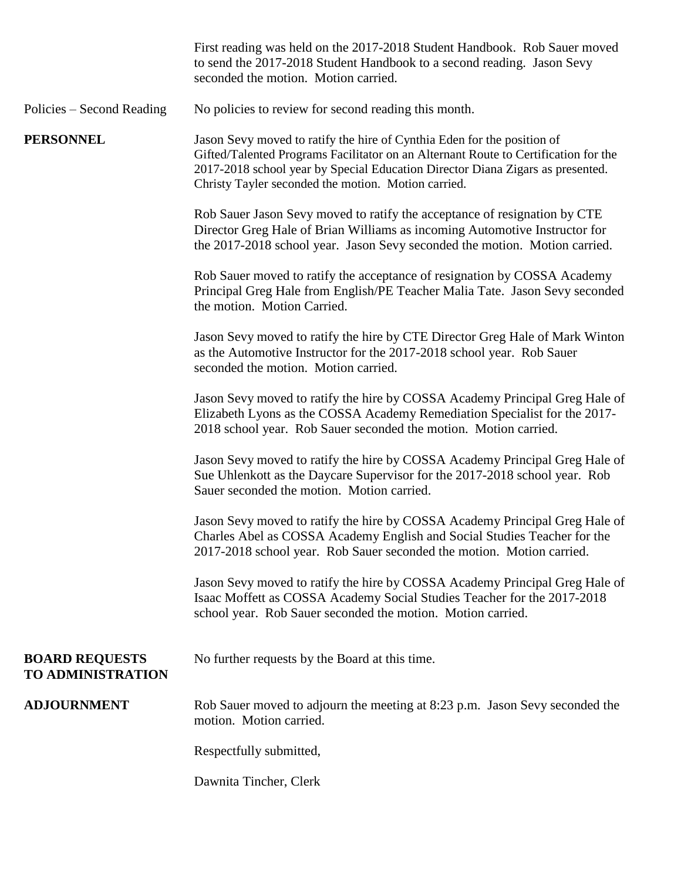First reading was held on the 2017-2018 Student Handbook. Rob Sauer moved to send the 2017-2018 Student Handbook to a second reading. Jason Sevy seconded the motion. Motion carried.

Policies – Second Reading

No policies to review for second reading this month.

**PERSONNEL**

Jason Sevy moved to ratify the hire of Cynthia Eden for the position of Gifted/Talented Programs Facilitator on an Alternant Route to Certification for the 2017-2018 school year by Special Education Director Diana Zigars as presented. Christy Tayler seconded the motion. Motion carried.

Rob Sauer Jason Sevy moved to ratify the acceptance of resignation by CTE Director Greg Hale of Brian Williams as incoming Automotive Instructor for the 2017-2018 school year. Jason Sevy seconded the motion. Motion carried.

Rob Sauer moved to ratify the acceptance of resignation by COSSA Academy Principal Greg Hale from English/PE Teacher Malia Tate. Jason Sevy seconded the motion. Motion Carried.

Jason Sevy moved to ratify the hire by CTE Director Greg Hale of Mark Winton as the Automotive Instructor for the 2017-2018 school year. Rob Sauer seconded the motion. Motion carried.

Jason Sevy moved to ratify the hire by COSSA Academy Principal Greg Hale of Elizabeth Lyons as the COSSA Academy Remediation Specialist for the 2017-2018 school year. Rob Sauer seconded the motion. Motion carried.

Jason Sevy moved to ratify the hire by COSSA Academy Principal Greg Hale of Sue Uhlenkott as the Daycare Supervisor for the 2017-2018 school year. Rob Sauer seconded the motion. Motion carried.

Jason Sevy moved to ratify the hire by COSSA Academy Principal Greg Hale of Charles Abel as COSSA Academy English and Social Studies Teacher for the 2017-2018 school year. Rob Sauer seconded the motion. Motion carried.

Jason Sevy moved to ratify the hire by COSSA Academy Principal Greg Hale of Isaac Moffett as COSSA Academy Social Studies Teacher for the 2017-2018 school year. Rob Sauer seconded the motion. Motion carried.

**BOARD REQUESTS TO ADMINISTRATION**

No further requests by the Board at this time.

**ADJOURNMENT**

Rob Sauer moved to adjourn the meeting at 8:23 p.m. Jason Sevy seconded the motion. Motion carried.

Respectfully submitted,

Dawnita Tincher, Clerk